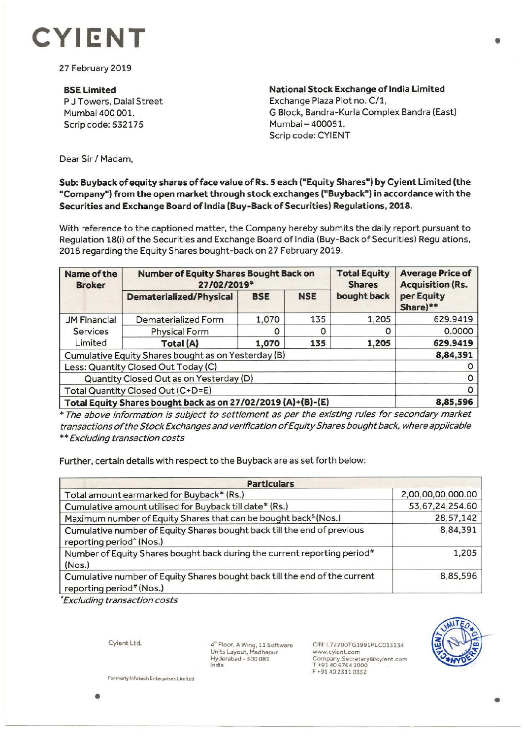# CYIENT

27 February 2019

**BSE Limited**
P J Towers, Dalal Street
Mumbai 400 001.
Scrip code: 532175

**National Stock Exchange of India Limited**
Exchange Plaza Plot no. C/1,
G Block, Bandra-Kurla Complex Bandra (East)
Mumbai – 400051.
Scrip code: CYIENT

Dear Sir / Madam,

**Sub: Buyback of equity shares of face value of Rs. 5 each ("Equity Shares") by Cyient Limited (the "Company") from the open market through stock exchanges ("Buyback") in accordance with the Securities and Exchange Board of India (Buy-Back of Securities) Regulations, 2018.**

With reference to the captioned matter, the Company hereby submits the daily report pursuant to Regulation 18(i) of the Securities and Exchange Board of India (Buy-Back of Securities) Regulations, 2018 regarding the Equity Shares bought-back on 27 February 2019.

| Name of the Broker | Number of Equity Shares Bought Back on 27/02/2019* | | | Total Equity Shares bought back | Average Price of Acquisition (Rs. per Equity Share)** |
|---|---|---|---|---|---|
| | Dematerialized/Physical | BSE | NSE | | |
| JM Financial Services Limited | Dematerialized Form | 1,070 | 135 | 1,205 | 629.9419 |
| | Physical Form | 0 | 0 | 0 | 0.0000 |
| | **Total (A)** | **1,070** | **135** | **1,205** | **629.9419** |
| Cumulative Equity Shares bought as on Yesterday (B) | | | | | **8,84,391** |
| Less: Quantity Closed Out Today (C) | | | | | 0 |
| Quantity Closed Out as on Yesterday (D) | | | | | 0 |
| Total Quantity Closed Out (C+D=E) | | | | | 0 |
| **Total Equity Shares bought back as on 27/02/2019 (A)+(B)-(E)** | | | | | **8,85,596** |

*\* The above information is subject to settlement as per the existing rules for secondary market transactions of the Stock Exchanges and verification of Equity Shares bought back, where applicable*
*\*\* Excluding transaction costs*

Further, certain details with respect to the Buyback are as set forth below:

| Particulars | |
|---|---|
| Total amount earmarked for Buyback* (Rs.) | 2,00,00,00,000.00 |
| Cumulative amount utilised for Buyback till date* (Rs.) | 53,67,24,254.60 |
| Maximum number of Equity Shares that can be bought back$ (Nos.) | 28,57,142 |
| Cumulative number of Equity Shares bought back till the end of previous reporting period^ (Nos.) | 8,84,391 |
| Number of Equity Shares bought back during the current reporting period# (Nos.) | 1,205 |
| Cumulative number of Equity Shares bought back till the end of the current reporting period# (Nos.) | 8,85,596 |

*\*Excluding transaction costs*

Cyient Ltd.

4th Floor, A Wing, 11 Software Units Layout, Madhapur
Hyderabad - 500 081
India

CIN: L72200TG1991PLC013134
www.cyient.com
Company.Secretary@cyient.com
T +91 40 6764 1000
F +91 40 2311 0352

Formerly Infotech Enterprises Limited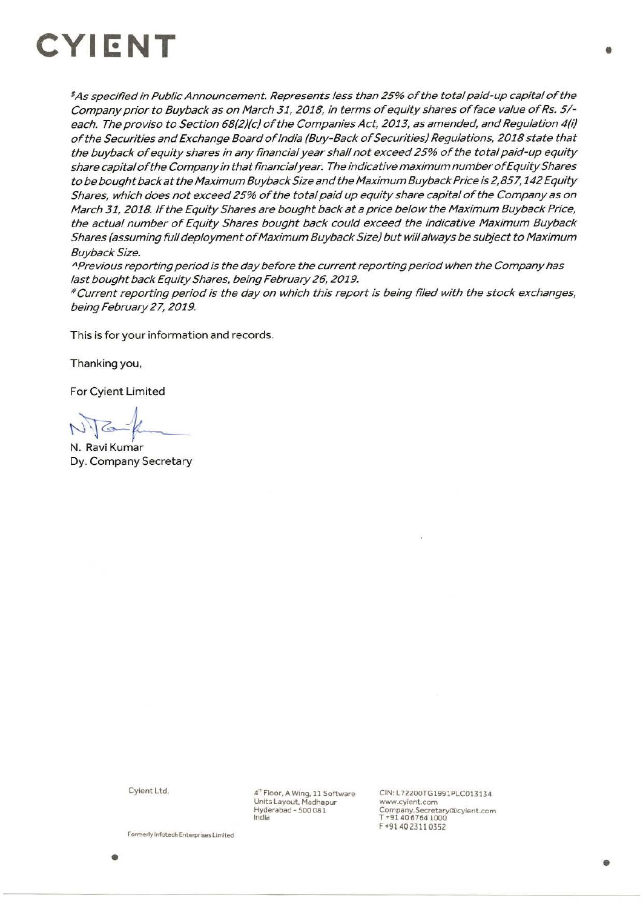# CYIENT

*$As specified in Public Announcement. Represents less than 25% of the total paid-up capital of the Company prior to Buyback as on March 31, 2018, in terms of equity shares of face value of Rs. 5/- each. The proviso to Section 68(2)(c) of the Companies Act, 2013, as amended, and Regulation 4(i) of the Securities and Exchange Board of India (Buy-Back of Securities) Regulations, 2018 state that the buyback of equity shares in any financial year shall not exceed 25% of the total paid-up equity share capital of the Company in that financial year. The indicative maximum number of Equity Shares to be bought back at the Maximum Buyback Size and the Maximum Buyback Price is 2,857,142 Equity Shares, which does not exceed 25% of the total paid up equity share capital of the Company as on March 31, 2018. If the Equity Shares are bought back at a price below the Maximum Buyback Price, the actual number of Equity Shares bought back could exceed the indicative Maximum Buyback Shares (assuming full deployment of Maximum Buyback Size) but will always be subject to Maximum Buyback Size.*

*^Previous reporting period is the day before the current reporting period when the Company has last bought back Equity Shares, being February 26, 2019.*

*#Current reporting period is the day on which this report is being filed with the stock exchanges, being February 27, 2019.*

This is for your information and records.

Thanking you,

For Cyient Limited

N. Ravi Kumar
Dy. Company Secretary

Cyient Ltd.

4th Floor, A Wing, 11 Software Units Layout, Madhapur Hyderabad - 500 081 India

CIN: L72200TG1991PLC013134
www.cyient.com
Company.Secretary@cyient.com
T +91 40 6764 1000
F +91 40 2311 0352

Formerly Infotech Enterprises Limited